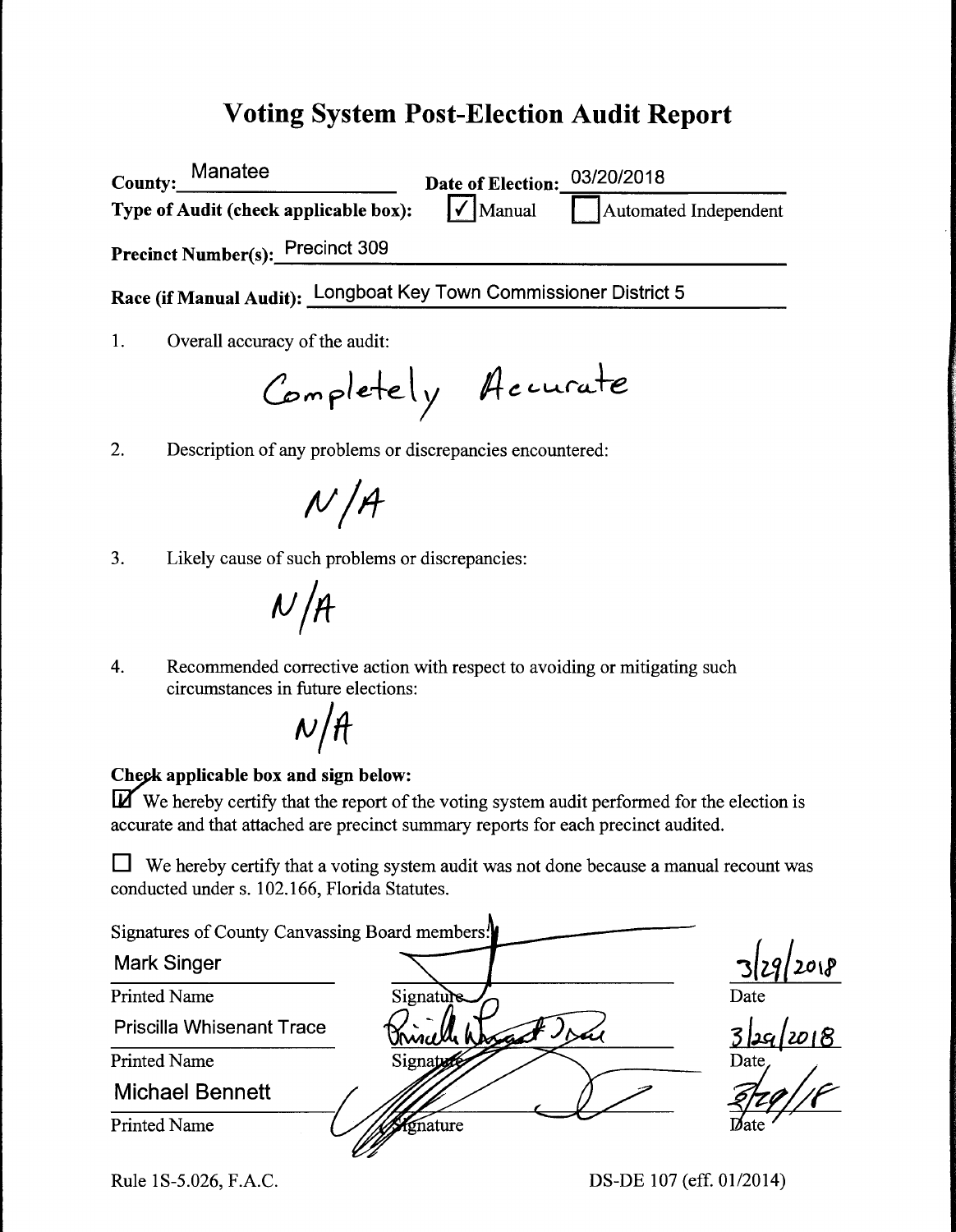# Voting System Post-Election Audit Report

**County:** Manatee **Date of Election:** 03/20/2018

**Type of Audit (check applicable box):** ☑ Manual ☐ Automated Independent

**Precinct Number(s):** Precinct 309

**Race (if Manual Audit):** Longboat Key Town Commissioner District 5

1. Overall accuracy of the audit:

   Completely Accurate

2. Description of any problems or discrepancies encountered:

   N/A

3. Likely cause of such problems or discrepancies:

   N/A

4. Recommended corrective action with respect to avoiding or mitigating such circumstances in future elections:

   N/A

**Check applicable box and sign below:**

☑ We hereby certify that the report of the voting system audit performed for the election is accurate and that attached are precinct summary reports for each precinct audited.

☐ We hereby certify that a voting system audit was not done because a manual recount was conducted under s. 102.166, Florida Statutes.

Signatures of County Canvassing Board members:

| Printed Name | Signature | Date |
|---|---|---|
| Mark Singer | [signature] | 3/29/2018 |
| Priscilla Whisenant Trace | Priscilla Whisenant Trace | 3/29/2018 |
| Michael Bennett | [signature] | 3/29/18 |

Rule 1S-5.026, F.A.C. DS-DE 107 (eff. 01/2014)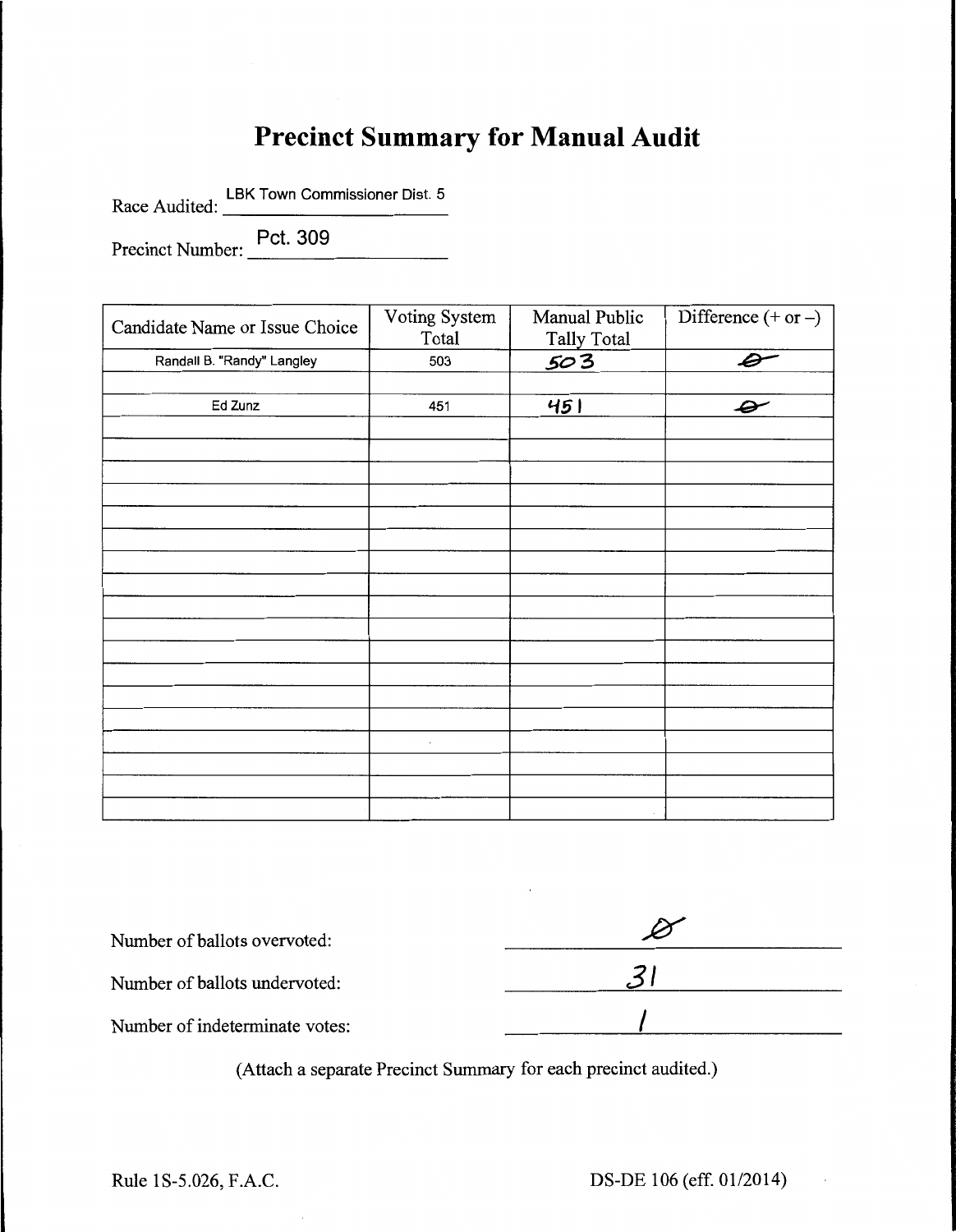# Precinct Summary for Manual Audit

Race Audited: LBK Town Commissioner Dist. 5

Precinct Number: Pct. 309

| Candidate Name or Issue Choice | Voting System Total | Manual Public Tally Total | Difference (+ or –) |
|---|---|---|---|
| Randall B. "Randy" Langley | 503 | 503 | 0 |
| | | | |
| Ed Zunz | 451 | 451 | 0 |
| | | | |
| | | | |
| | | | |
| | | | |
| | | | |
| | | | |
| | | | |
| | | | |
| | | | |
| | | | |
| | | | |
| | | | |
| | | | |
| | | | |
| | | | |
| | | | |
| | | | |

Number of ballots overvoted: 0

Number of ballots undervoted: 31

Number of indeterminate votes: 1

(Attach a separate Precinct Summary for each precinct audited.)

Rule 1S-5.026, F.A.C. DS-DE 106 (eff. 01/2014)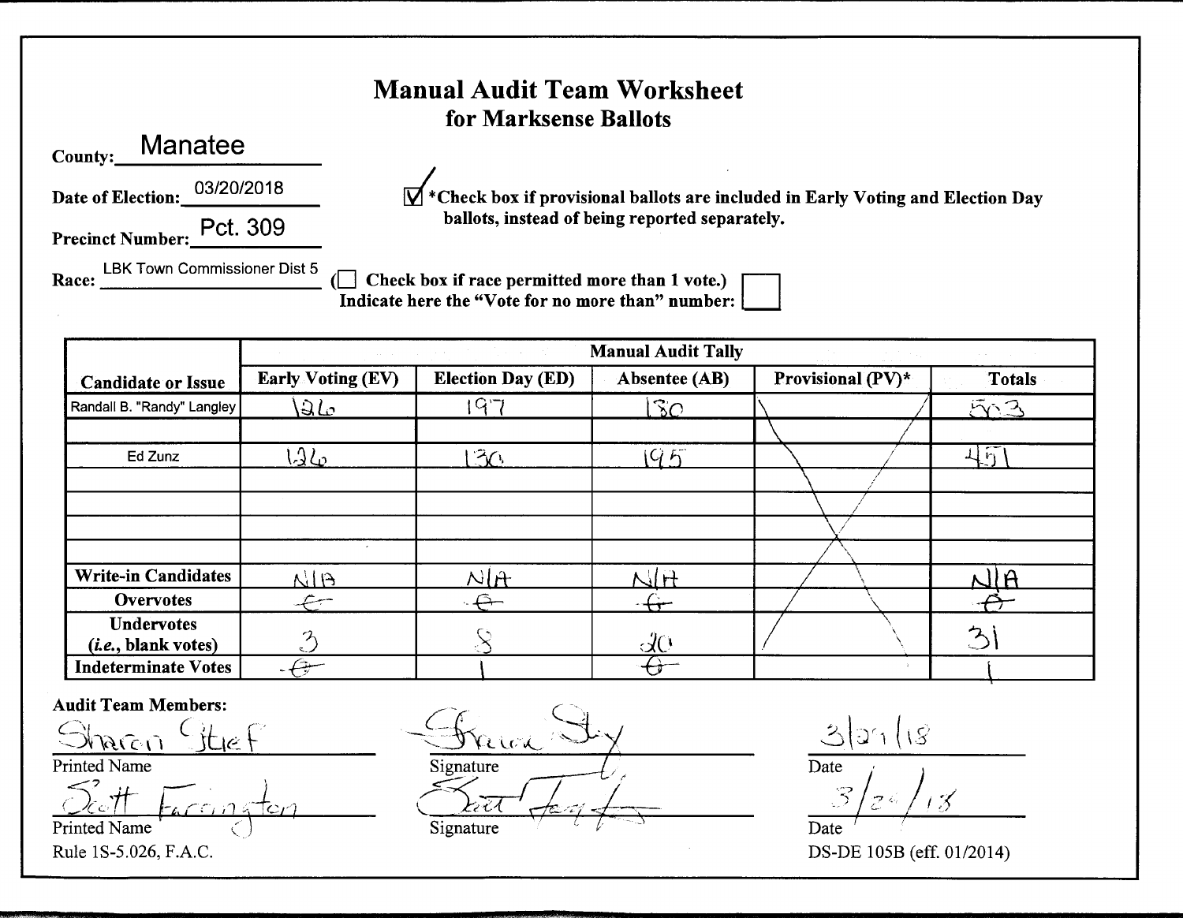# Manual Audit Team Worksheet
## for Marksense Ballots

**County:** Manatee

**Date of Election:** 03/20/2018

**Precinct Number:** Pct. 309

**Race:** LBK Town Commissioner Dist 5

☑ *Check box if provisional ballots are included in Early Voting and Election Day ballots, instead of being reported separately.

(☐ Check box if race permitted more than 1 vote.)
Indicate here the "Vote for no more than" number: ☐

| Candidate or Issue | Manual Audit Tally | | | | |
|---|---|---|---|---|---|
| | Early Voting (EV) | Election Day (ED) | Absentee (AB) | Provisional (PV)* | Totals |
| Randall B. "Randy" Langley | 126 | 197 | 180 | | 503 |
| | | | | | |
| Ed Zunz | 126 | 130 | 195 | | 451 |
| | | | | | |
| | | | | | |
| | | | | | |
| | | | | | |
| **Write-in Candidates** | N/A | N/A | N/A | | N/A |
| **Overvotes** | 0 | 0 | 0 | | 0 |
| **Undervotes** (*i.e.*, blank votes) | 3 | 8 | 20 | | 31 |
| **Indeterminate Votes** | 0 | 1 | 0 | | 1 |

**Audit Team Members:**

| | | |
|---|---|---|
| Sharon Stief | *(signature)* | 3/21/18 |
| Printed Name | Signature | Date |
| Scott Farrington | *(signature)* | 3/21/18 |
| Printed Name | Signature | Date |

Rule 1S-5.026, F.A.C.

DS-DE 105B (eff. 01/2014)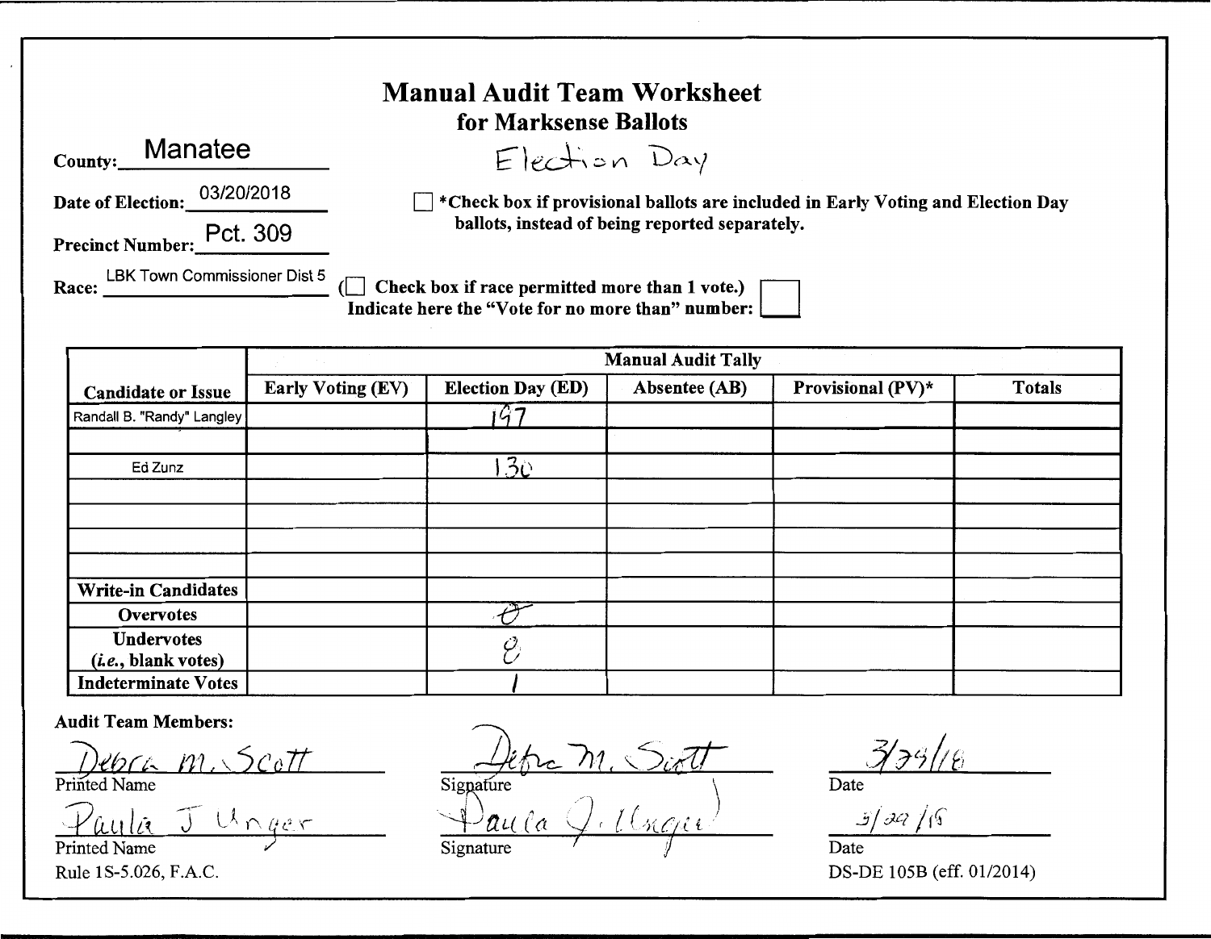# Manual Audit Team Worksheet

## for Marksense Ballots

Election Day

County: Manatee

Date of Election: 03/20/2018

Precinct Number: Pct. 309

Race: LBK Town Commissioner Dist 5

☐ *Check box if provisional ballots are included in Early Voting and Election Day ballots, instead of being reported separately.

(☐ Check box if race permitted more than 1 vote.)
Indicate here the "Vote for no more than" number: ☐

| Candidate or Issue | Manual Audit Tally | | | | |
|---|---|---|---|---|---|
| | Early Voting (EV) | Election Day (ED) | Absentee (AB) | Provisional (PV)* | Totals |
| Randall B. "Randy" Langley | | 197 | | | |
| | | | | | |
| Ed Zunz | | 130 | | | |
| | | | | | |
| | | | | | |
| | | | | | |
| | | | | | |
| Write-in Candidates | | | | | |
| Overvotes | | 0 | | | |
| Undervotes (*i.e.*, blank votes) | | 8 | | | |
| Indeterminate Votes | | 1 | | | |

**Audit Team Members:**

| Printed Name | Signature | Date |
|---|---|---|
| Debra M. Scott | Debra M. Scott | 3/29/18 |
| Paula J Unger | Paula J. Unger | 3/29/18 |

Rule 1S-5.026, F.A.C.

DS-DE 105B (eff. 01/2014)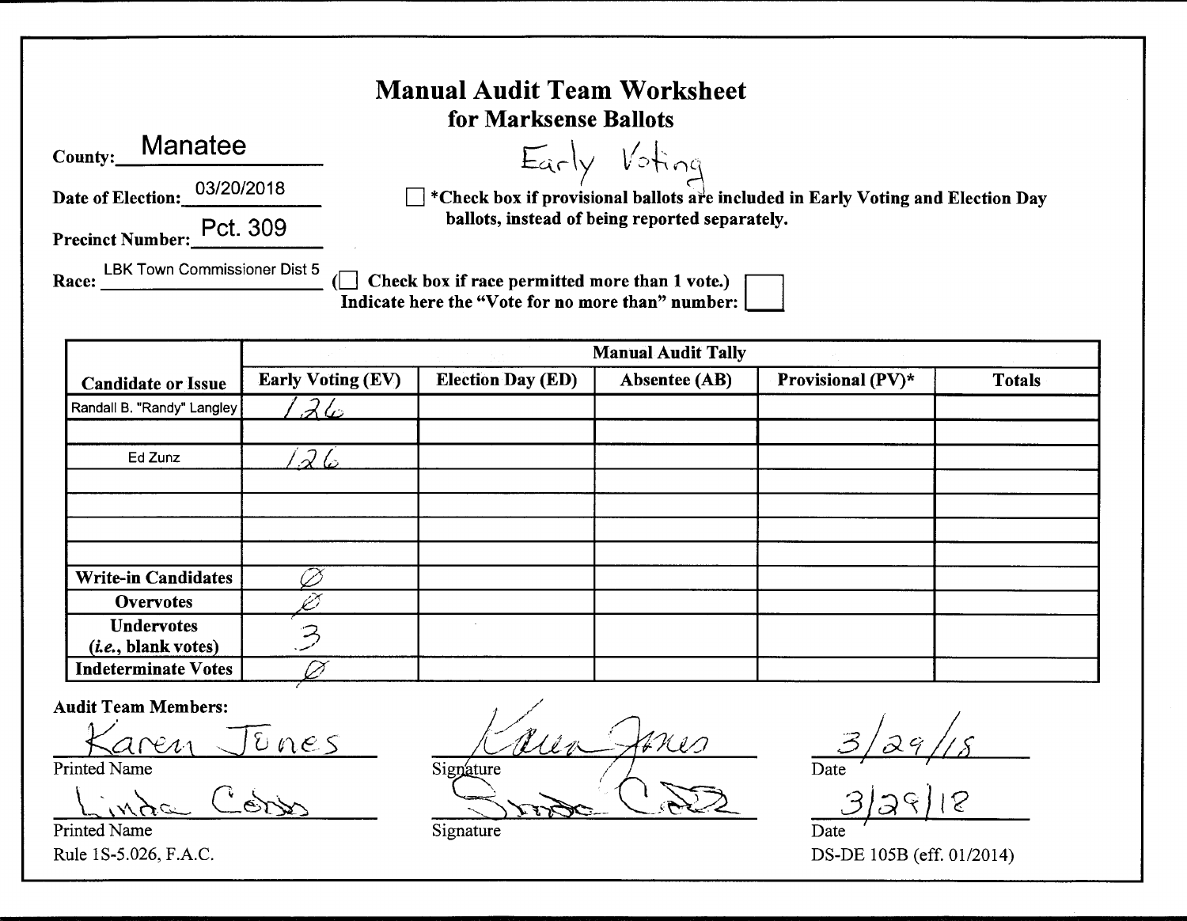# Manual Audit Team Worksheet

## for Marksense Ballots

Early Voting

County: Manatee

Date of Election: 03/20/2018

Precinct Number: Pct. 309

Race: LBK Town Commissioner Dist 5

☐ *Check box if provisional ballots are included in Early Voting and Election Day ballots, instead of being reported separately.

(☐ Check box if race permitted more than 1 vote.)
Indicate here the "Vote for no more than" number: ☐

| Candidate or Issue | Manual Audit Tally | | | | |
|---|---|---|---|---|---|
| | Early Voting (EV) | Election Day (ED) | Absentee (AB) | Provisional (PV)* | Totals |
| Randall B. "Randy" Langley | 126 | | | | |
| | | | | | |
| Ed Zunz | 126 | | | | |
| | | | | | |
| | | | | | |
| | | | | | |
| | | | | | |
| **Write-in Candidates** | Ø | | | | |
| **Overvotes** | Ø | | | | |
| **Undervotes** (*i.e.*, blank votes) | 3 | | | | |
| **Indeterminate Votes** | Ø | | | | |

**Audit Team Members:**

| Printed Name | Signature | Date |
|---|---|---|
| Karen Jones | Karen Jones | 3/29/18 |
| Linda Cobb | Linda Cobb | 3/29/18 |

Rule 1S-5.026, F.A.C.

DS-DE 105B (eff. 01/2014)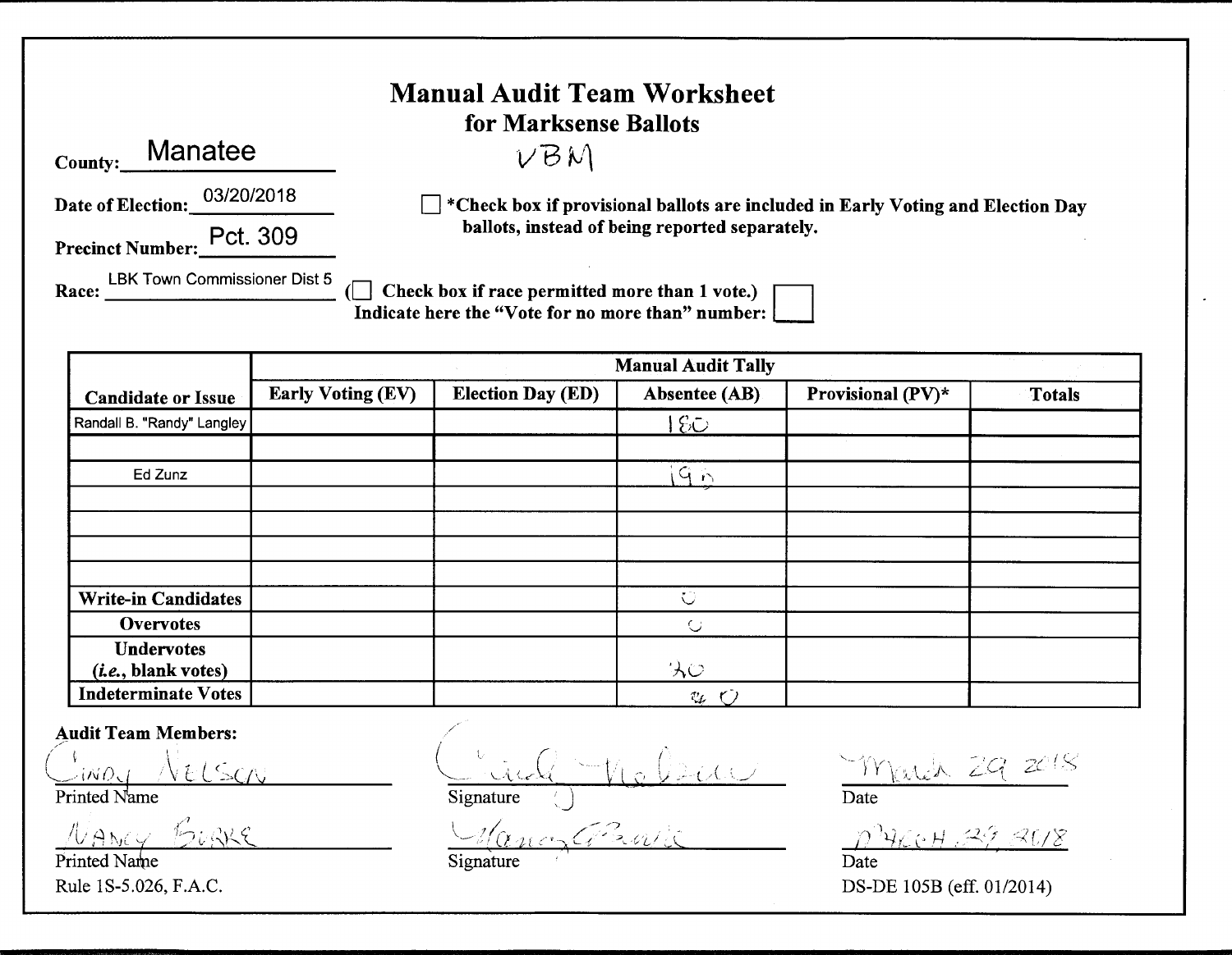# Manual Audit Team Worksheet

## for Marksense Ballots

VBM

**County:** Manatee

**Date of Election:** 03/20/2018

**Precinct Number:** Pct. 309

**Race:** LBK Town Commissioner Dist 5

☐ ***Check box if provisional ballots are included in Early Voting and Election Day ballots, instead of being reported separately.**

(☐ **Check box if race permitted more than 1 vote.**)
**Indicate here the "Vote for no more than" number:** ☐

| Candidate or Issue | Manual Audit Tally | | | | |
|---|---|---|---|---|---|
| | Early Voting (EV) | Election Day (ED) | Absentee (AB) | Provisional (PV)* | Totals |
| Randall B. "Randy" Langley | | | 180 | | |
| | | | | | |
| Ed Zunz | | | 190 | | |
| | | | | | |
| | | | | | |
| | | | | | |
| | | | | | |
| **Write-in Candidates** | | | 0 | | |
| **Overvotes** | | | 0 | | |
| **Undervotes (*i.e.*, blank votes)** | | | 30 | | |
| **Indeterminate Votes** | | | 0 | | |

**Audit Team Members:**

| Printed Name | Signature | Date |
|---|---|---|
| Cindy Nelson | Cindy Nelson | March 29 2018 |
| Nancy Burke | Nancy Burke | March 29 2018 |

Rule 1S-5.026, F.A.C.

DS-DE 105B (eff. 01/2014)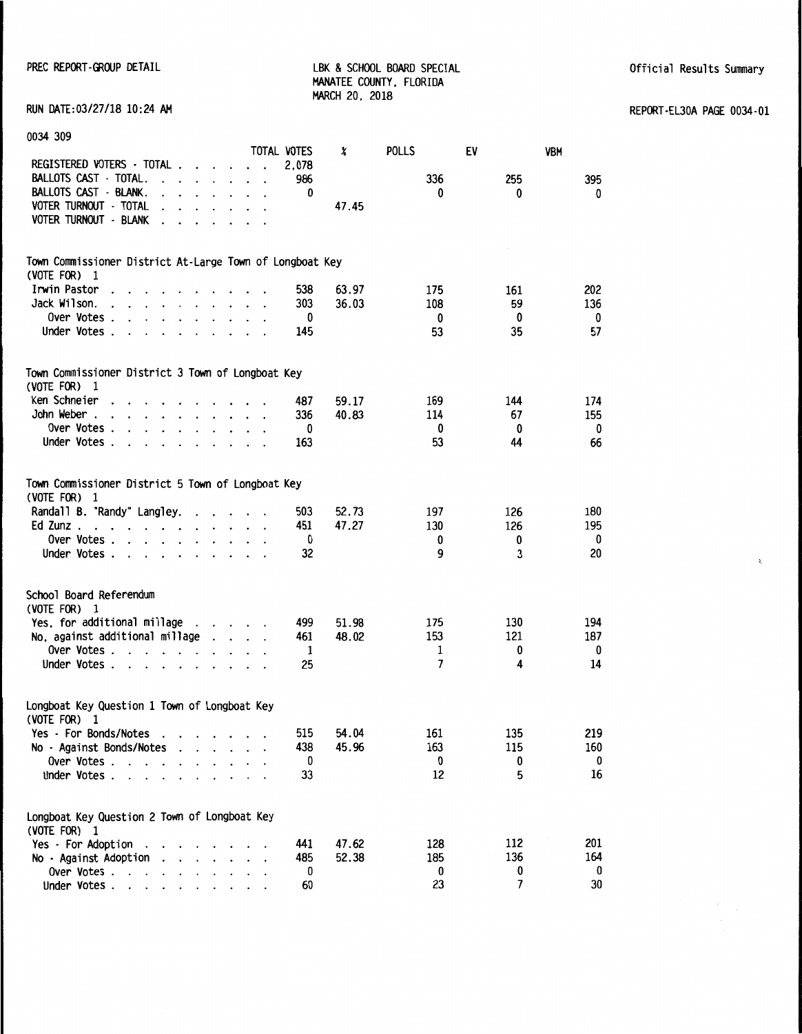PREC REPORT-GROUP DETAIL

LBK & SCHOOL BOARD SPECIAL
MANATEE COUNTY, FLORIDA
MARCH 20, 2018

Official Results Summary

RUN DATE:03/27/18 10:24 AM

REPORT-EL30A PAGE 0034-01

0034 309

| | TOTAL VOTES | % | POLLS | EV | VBM |
|---|---|---|---|---|---|
| REGISTERED VOTERS - TOTAL | 2,078 | | | | |
| BALLOTS CAST - TOTAL. | 986 | | 336 | 255 | 395 |
| BALLOTS CAST - BLANK. | 0 | | 0 | 0 | 0 |
| VOTER TURNOUT - TOTAL | | 47.45 | | | |
| VOTER TURNOUT - BLANK | | | | | |

Town Commissioner District At-Large Town of Longboat Key
(VOTE FOR) 1

| | TOTAL VOTES | % | POLLS | EV | VBM |
|---|---|---|---|---|---|
| Irwin Pastor | 538 | 63.97 | 175 | 161 | 202 |
| Jack Wilson. | 303 | 36.03 | 108 | 59 | 136 |
| Over Votes | 0 | | 0 | 0 | 0 |
| Under Votes | 145 | | 53 | 35 | 57 |

Town Commissioner District 3 Town of Longboat Key
(VOTE FOR) 1

| | TOTAL VOTES | % | POLLS | EV | VBM |
|---|---|---|---|---|---|
| Ken Schneier | 487 | 59.17 | 169 | 144 | 174 |
| John Weber | 336 | 40.83 | 114 | 67 | 155 |
| Over Votes | 0 | | 0 | 0 | 0 |
| Under Votes | 163 | | 53 | 44 | 66 |

Town Commissioner District 5 Town of Longboat Key
(VOTE FOR) 1

| | TOTAL VOTES | % | POLLS | EV | VBM |
|---|---|---|---|---|---|
| Randall B. "Randy" Langley. | 503 | 52.73 | 197 | 126 | 180 |
| Ed Zunz | 451 | 47.27 | 130 | 126 | 195 |
| Over Votes | 0 | | 0 | 0 | 0 |
| Under Votes | 32 | | 9 | 3 | 20 |

School Board Referendum
(VOTE FOR) 1

| | TOTAL VOTES | % | POLLS | EV | VBM |
|---|---|---|---|---|---|
| Yes, for additional millage | 499 | 51.98 | 175 | 130 | 194 |
| No, against additional millage | 461 | 48.02 | 153 | 121 | 187 |
| Over Votes | 1 | | 1 | 0 | 0 |
| Under Votes | 25 | | 7 | 4 | 14 |

Longboat Key Question 1 Town of Longboat Key
(VOTE FOR) 1

| | TOTAL VOTES | % | POLLS | EV | VBM |
|---|---|---|---|---|---|
| Yes - For Bonds/Notes | 515 | 54.04 | 161 | 135 | 219 |
| No - Against Bonds/Notes | 438 | 45.96 | 163 | 115 | 160 |
| Over Votes | 0 | | 0 | 0 | 0 |
| Under Votes | 33 | | 12 | 5 | 16 |

Longboat Key Question 2 Town of Longboat Key
(VOTE FOR) 1

| | TOTAL VOTES | % | POLLS | EV | VBM |
|---|---|---|---|---|---|
| Yes - For Adoption | 441 | 47.62 | 128 | 112 | 201 |
| No - Against Adoption | 485 | 52.38 | 185 | 136 | 164 |
| Over Votes | 0 | | 0 | 0 | 0 |
| Under Votes | 60 | | 23 | 7 | 30 |